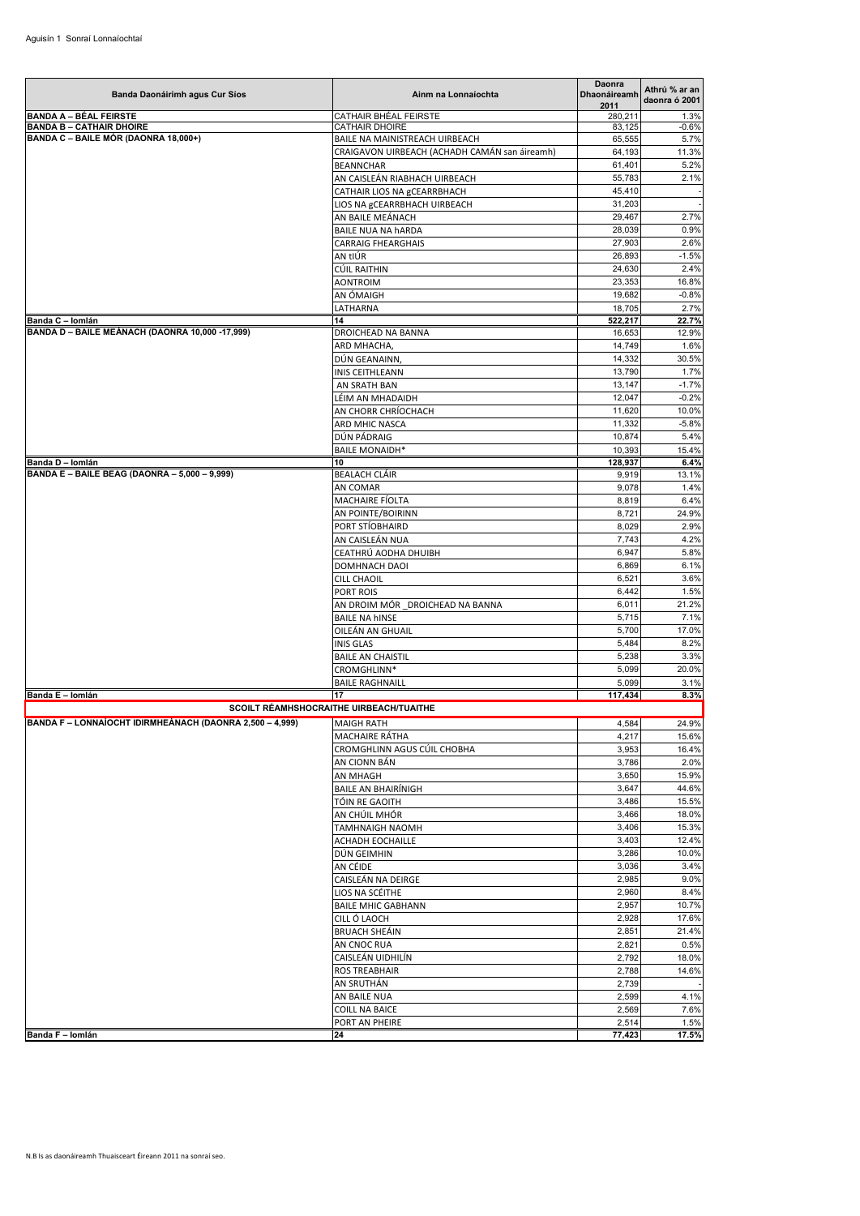Aguisín 1 Sonraí Lonnaíochtaí

| Banda Daonáirimh agus Cur Síos | Ainm na Lonnaíochta | Daonra Dhaonáireamh 2011 | Athrú % ar an daonra ó 2001 |
|---|---|---|---|
| **BANDA A – BÉAL FEIRSTE** | CATHAIR BHÉAL FEIRSTE | 280,211 | 1.3% |
| **BANDA B – CATHAIR DHOIRE** | CATHAIR DHOIRE | 83,125 | -0.6% |
| **BANDA C – BAILE MÓR (DAONRA 18,000+)** | BAILE NA MAINISTREACH UIRBEACH | 65,555 | 5.7% |
| | CRAIGAVON UIRBEACH (ACHADH CAMÁN san áireamh) | 64,193 | 11.3% |
| | BEANNCHAR | 61,401 | 5.2% |
| | AN CAISLEÁN RIABHACH UIRBEACH | 55,783 | 2.1% |
| | CATHAIR LIOS NA gCEARRBHACH | 45,410 | - |
| | LIOS NA gCEARRBHACH UIRBEACH | 31,203 | - |
| | AN BAILE MEÁNACH | 29,467 | 2.7% |
| | BAILE NUA NA hARDA | 28,039 | 0.9% |
| | CARRAIG FHEARGHAIS | 27,903 | 2.6% |
| | AN tIÚR | 26,893 | -1.5% |
| | CÚIL RAITHIN | 24,630 | 2.4% |
| | AONTROIM | 23,353 | 16.8% |
| | AN ÓMAIGH | 19,682 | -0.8% |
| | LATHARNA | 18,705 | 2.7% |
| **Banda C – Iomlán** | **14** | **522,217** | **22.7%** |
| **BANDA D – BAILE MEÁNACH (DAONRA 10,000 -17,999)** | DROICHEAD NA BANNA | 16,653 | 12.9% |
| | ARD MHACHA, | 14,749 | 1.6% |
| | DÚN GEANAINN, | 14,332 | 30.5% |
| | INIS CEITHLEANN | 13,790 | 1.7% |
| | AN SRATH BAN | 13,147 | -1.7% |
| | LÉIM AN MHADAIDH | 12,047 | -0.2% |
| | AN CHORR CHRÍOCHACH | 11,620 | 10.0% |
| | ARD MHIC NASCA | 11,332 | -5.8% |
| | DÚN PÁDRAIG | 10,874 | 5.4% |
| | BAILE MONAIDH* | 10,393 | 15.4% |
| **Banda D – Iomlán** | **10** | **128,937** | **6.4%** |
| **BANDA E – BAILE BEAG (DAONRA – 5,000 – 9,999)** | BEALACH CLÁIR | 9,919 | 13.1% |
| | AN COMAR | 9,078 | 1.4% |
| | MACHAIRE FÍOLTA | 8,819 | 6.4% |
| | AN POINTE/BOIRINN | 8,721 | 24.9% |
| | PORT STÍOBHAIRD | 8,029 | 2.9% |
| | AN CAISLEÁN NUA | 7,743 | 4.2% |
| | CEATHRÚ AODHA DHUIBH | 6,947 | 5.8% |
| | DOMHNACH DAOI | 6,869 | 6.1% |
| | CILL CHAOIL | 6,521 | 3.6% |
| | PORT ROIS | 6,442 | 1.5% |
| | AN DROIM MÓR _DROICHEAD NA BANNA | 6,011 | 21.2% |
| | BAILE NA hINSE | 5,715 | 7.1% |
| | OILEÁN AN GHUAIL | 5,700 | 17.0% |
| | INIS GLAS | 5,484 | 8.2% |
| | BAILE AN CHAISTIL | 5,238 | 3.3% |
| | CROMGHLINN* | 5,099 | 20.0% |
| | BAILE RAGHNAILL | 5,099 | 3.1% |
| **Banda E – Iomlán** | **17** | **117,434** | **8.3%** |
| **SCOILT RÉAMHSHOCRAITHE UIRBEACH/TUAITHE** | | | |
| **BANDA F – LONNAÍOCHT IDIRMHEÁNACH (DAONRA 2,500 – 4,999)** | MAIGH RATH | 4,584 | 24.9% |
| | MACHAIRE RÁTHA | 4,217 | 15.6% |
| | CROMGHLINN AGUS CÚIL CHOBHA | 3,953 | 16.4% |
| | AN CIONN BÁN | 3,786 | 2.0% |
| | AN MHAGH | 3,650 | 15.9% |
| | BAILE AN BHAIRÍNIGH | 3,647 | 44.6% |
| | TÓIN RE GAOITH | 3,486 | 15.5% |
| | AN CHÚIL MHÓR | 3,466 | 18.0% |
| | TAMHNAIGH NAOMH | 3,406 | 15.3% |
| | ACHADH EOCHAILLE | 3,403 | 12.4% |
| | DÚN GEIMHIN | 3,286 | 10.0% |
| | AN CÉIDE | 3,036 | 3.4% |
| | CAISLEÁN NA DEIRGE | 2,985 | 9.0% |
| | LIOS NA SCÉITHE | 2,960 | 8.4% |
| | BAILE MHIC GABHANN | 2,957 | 10.7% |
| | CILL Ó LAOCH | 2,928 | 17.6% |
| | BRUACH SHEÁIN | 2,851 | 21.4% |
| | AN CNOC RUA | 2,821 | 0.5% |
| | CAISLEÁN UIDHILÍN | 2,792 | 18.0% |
| | ROS TREABHAIR | 2,788 | 14.6% |
| | AN SRUTHÁN | 2,739 | - |
| | AN BAILE NUA | 2,599 | 4.1% |
| | COILL NA BAICE | 2,569 | 7.6% |
| | PORT AN PHEIRE | 2,514 | 1.5% |
| **Banda F – Iomlán** | **24** | **77,423** | **17.5%** |

N.B Is as daonáireamh Thuaisceart Éireann 2011 na sonraí seo.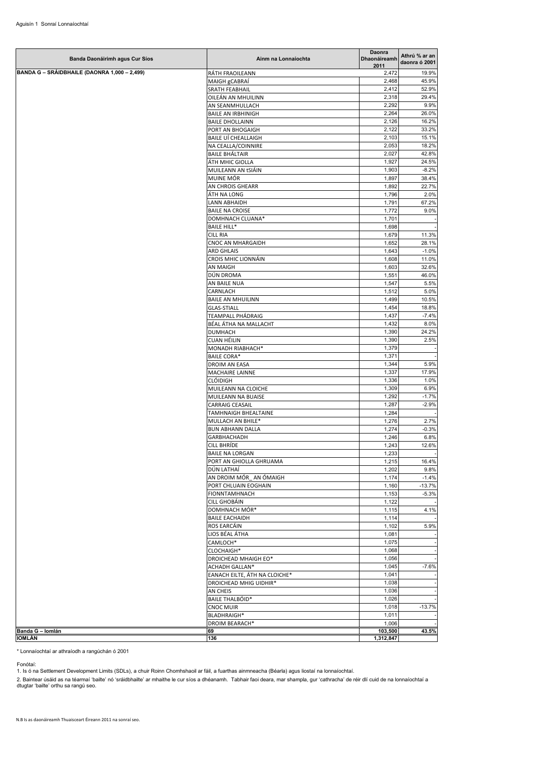Aguisín 1 Sonraí Lonnaíochtaí

| Banda Daonáirimh agus Cur Síos | Ainm na Lonnaíochta | Daonra Dhaonáireamh 2011 | Athrú % ar an daonra ó 2001 |
|---|---|---|---|
| BANDA G – SRÁIDBHAILE (DAONRA 1,000 – 2,499) | RÁTH FRAOILEANN | 2,472 | 19.9% |
| | MAIGH gCABRAÍ | 2,468 | 45.9% |
| | SRATH FEABHAIL | 2,412 | 52.9% |
| | OILEÁN AN MHUILINN | 2,318 | 29.4% |
| | AN SEANMHULLACH | 2,292 | 9.9% |
| | BAILE AN IRBHINIGH | 2,264 | 26.0% |
| | BAILE DHOLLAINN | 2,126 | 16.2% |
| | PORT AN BHOGAIGH | 2,122 | 33.2% |
| | BAILE UÍ CHEALLAIGH | 2,103 | 15.1% |
| | NA CEALLA/COINNIRE | 2,053 | 18.2% |
| | BAILE BHÁLTAIR | 2,027 | 42.8% |
| | ÁTH MHIC GIOLLA | 1,927 | 24.5% |
| | MUILEANN AN tSIÁIN | 1,903 | -8.2% |
| | MUINE MÓR | 1,897 | 38.4% |
| | AN CHROIS GHEARR | 1,892 | 22.7% |
| | ÁTH NA LONG | 1,796 | 2.0% |
| | LANN ABHAIDH | 1,791 | 67.2% |
| | BAILE NA CROISE | 1,772 | 9.0% |
| | DOMHNACH CLUANA* | 1,701 | - |
| | BAILE HILL* | 1,698 | - |
| | CILL RIA | 1,679 | 11.3% |
| | CNOC AN MHARGAIDH | 1,652 | 28.1% |
| | ARD GHLAIS | 1,643 | -1.0% |
| | CROIS MHIC LIONNÁIN | 1,608 | 11.0% |
| | AN MAIGH | 1,603 | 32.6% |
| | DÚN DROMA | 1,551 | 46.0% |
| | AN BAILE NUA | 1,547 | 5.5% |
| | CARNLACH | 1,512 | 5.0% |
| | BAILE AN MHUILINN | 1,499 | 10.5% |
| | GLAS-STIALL | 1,454 | 18.8% |
| | TEAMPALL PHÁDRAIG | 1,437 | -7.4% |
| | BÉAL ÁTHA NA MALLACHT | 1,432 | 8.0% |
| | DUMHACH | 1,390 | 24.2% |
| | CUAN HÉILIN | 1,390 | 2.5% |
| | MONADH RIABHACH* | 1,379 | - |
| | BAILE CORA* | 1,371 | - |
| | DROIM AN EASA | 1,344 | 5.9% |
| | MACHAIRE LAINNE | 1,337 | 17.9% |
| | CLÓIDIGH | 1,336 | 1.0% |
| | MUILEANN NA CLOICHE | 1,309 | 6.9% |
| | MUILEANN NA BUAISE | 1,292 | -1.7% |
| | CARRAIG CEASAIL | 1,287 | -2.9% |
| | TAMHNAIGH BHEALTAINE | 1,284 | - |
| | MULLACH AN BHILE* | 1,276 | 2.7% |
| | BUN ABHANN DALLA | 1,274 | -0.3% |
| | GARBHACHADH | 1,246 | 6.8% |
| | CILL BHRÍDE | 1,243 | 12.6% |
| | BAILE NA LORGAN | 1,233 | - |
| | PORT AN GHIOLLA GHRUAMA | 1,215 | 16.4% |
| | DÚN LATHAÍ | 1,202 | 9.8% |
| | AN DROIM MÓR_ AN ÓMAIGH | 1,174 | -1.4% |
| | PORT CHLUAIN EOGHAIN | 1,160 | -13.7% |
| | FIONNTAMHNACH | 1,153 | -5.3% |
| | CILL GHOBÁIN | 1,122 | - |
| | DOMHNACH MÓR* | 1,115 | 4.1% |
| | BAILE EACHAIDH | 1,114 | - |
| | ROS EARCÁIN | 1,102 | 5.9% |
| | LIOS BÉAL ÁTHA | 1,081 | - |
| | CAMLOCH* | 1,075 | - |
| | CLOCHAIGH* | 1,068 | - |
| | DROICHEAD MHAIGH EO* | 1,056 | - |
| | ACHADH GALLAN* | 1,045 | -7.6% |
| | EANACH EILTE, ÁTH NA CLOICHE* | 1,041 | - |
| | DROICHEAD MHIG UIDHIR* | 1,038 | - |
| | AN CHEIS | 1,036 | - |
| | BAILE THALBÓID* | 1,026 | - |
| | CNOC MUIR | 1,018 | -13.7% |
| | BLADHRAIGH* | 1,011 | - |
| | DROIM BEARACH* | 1,006 | - |
| **Banda G – Iomlán** | **69** | **103,500** | **43.5%** |
| **IOMLÁN** | **136** | **1,312,847** | |

\* Lonnaíochtaí ar athraíodh a rangúchán ó 2001

Fonótaí:

1. Is ó na Settlement Development Limits (SDLs), a chuir Roinn Comhshaoil ar fáil, a fuarthas ainmneacha (Béarla) agus liostaí na lonnaíochtaí.

2. Baintear úsáid as na téarmaí 'bailte' nó 'sráidbhailte' ar mhaithe le cur síos a dhéanamh. Tabhair faoi deara, mar shampla, gur 'cathracha' de réir dlí cuid de na lonnaíochtaí a dtugtar 'bailte' orthu sa rangú seo.

N.B Is as daonáireamh Thuaisceart Éireann 2011 na sonraí seo.